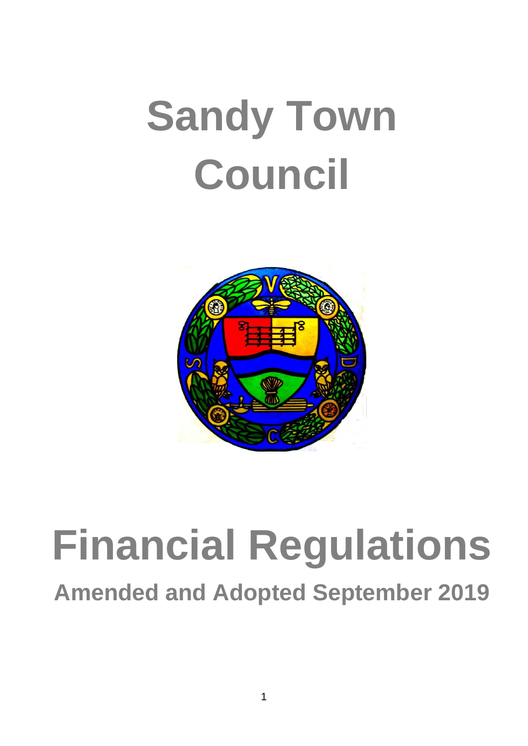# Sandy Town Council

# Financial Regulations

## Amended and Adopted September 2019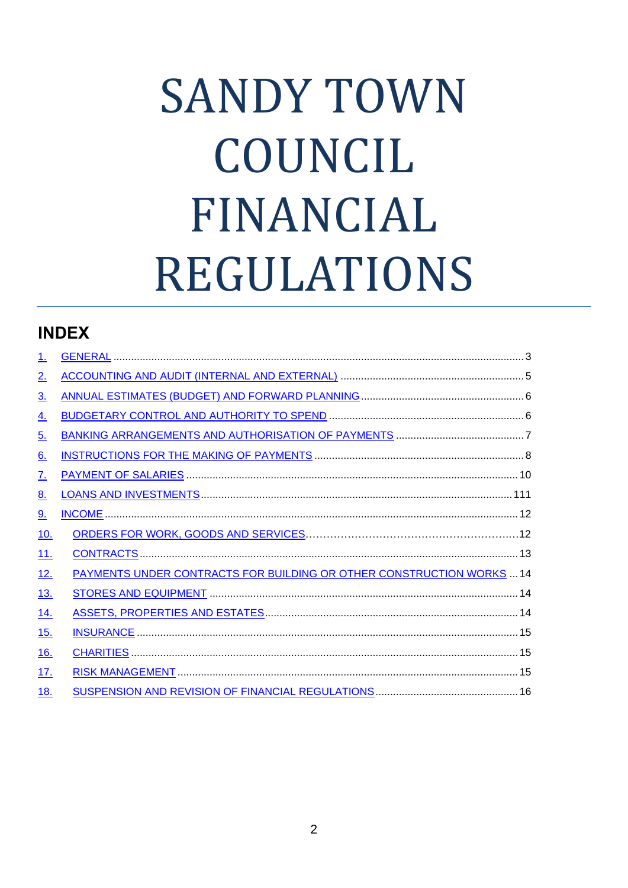# SANDY TOWN COUNCIL FINANCIAL REGULATIONS

## INDEX

1. GENERAL ........................................................................ 3
2. ACCOUNTING AND AUDIT (INTERNAL AND EXTERNAL) ........................................ 5
3. ANNUAL ESTIMATES (BUDGET) AND FORWARD PLANNING ..................................... 6
4. BUDGETARY CONTROL AND AUTHORITY TO SPEND ........................................... 6
5. BANKING ARRANGEMENTS AND AUTHORISATION OF PAYMENTS .................................. 7
6. INSTRUCTIONS FOR THE MAKING OF PAYMENTS ............................................. 8
7. PAYMENT OF SALARIES ............................................................... 10
8. LOANS AND INVESTMENTS ............................................................. 111
9. INCOME ............................................................................ 12
10. ORDERS FOR WORK, GOODS AND SERVICES .............................................. 12
11. CONTRACTS ........................................................................ 13
12. PAYMENTS UNDER CONTRACTS FOR BUILDING OR OTHER CONSTRUCTION WORKS ................ 14
13. STORES AND EQUIPMENT ............................................................. 14
14. ASSETS, PROPERTIES AND ESTATES ................................................... 14
15. INSURANCE ........................................................................ 15
16. CHARITIES ........................................................................ 15
17. RISK MANAGEMENT .................................................................. 15
18. SUSPENSION AND REVISION OF FINANCIAL REGULATIONS .................................. 16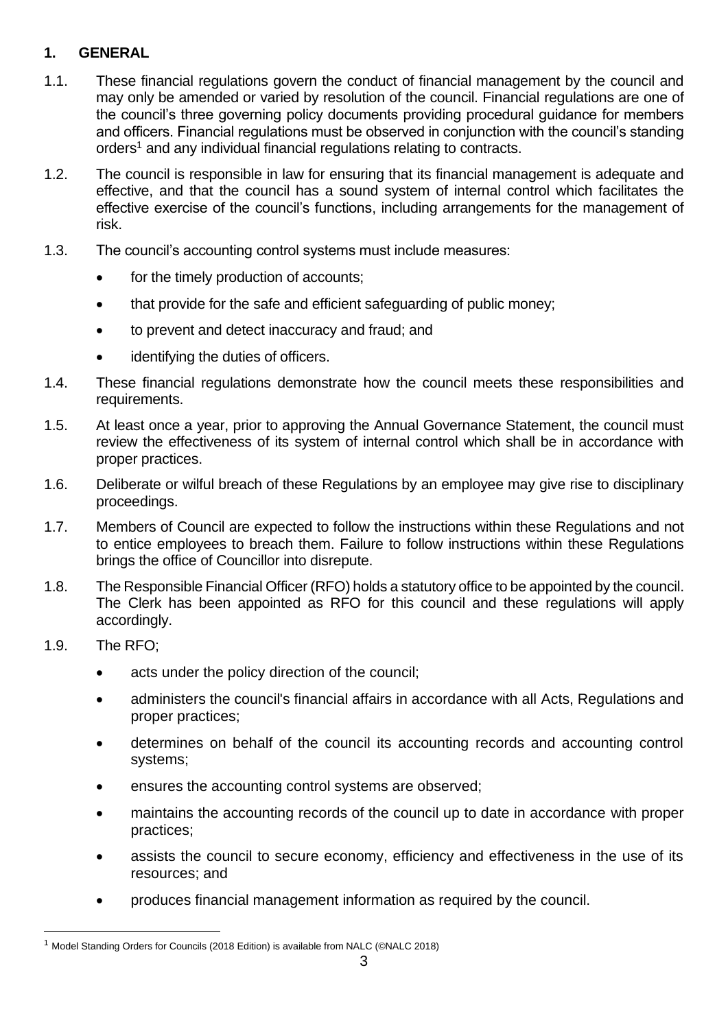## 1. GENERAL

1.1. These financial regulations govern the conduct of financial management by the council and may only be amended or varied by resolution of the council. Financial regulations are one of the council's three governing policy documents providing procedural guidance for members and officers. Financial regulations must be observed in conjunction with the council's standing orders[1] and any individual financial regulations relating to contracts.

1.2. The council is responsible in law for ensuring that its financial management is adequate and effective, and that the council has a sound system of internal control which facilitates the effective exercise of the council's functions, including arrangements for the management of risk.

1.3. The council's accounting control systems must include measures:

- for the timely production of accounts;
- that provide for the safe and efficient safeguarding of public money;
- to prevent and detect inaccuracy and fraud; and
- identifying the duties of officers.

1.4. These financial regulations demonstrate how the council meets these responsibilities and requirements.

1.5. At least once a year, prior to approving the Annual Governance Statement, the council must review the effectiveness of its system of internal control which shall be in accordance with proper practices.

1.6. Deliberate or wilful breach of these Regulations by an employee may give rise to disciplinary proceedings.

1.7. Members of Council are expected to follow the instructions within these Regulations and not to entice employees to breach them. Failure to follow instructions within these Regulations brings the office of Councillor into disrepute.

1.8. The Responsible Financial Officer (RFO) holds a statutory office to be appointed by the council. The Clerk has been appointed as RFO for this council and these regulations will apply accordingly.

1.9. The RFO;

- acts under the policy direction of the council;
- administers the council's financial affairs in accordance with all Acts, Regulations and proper practices;
- determines on behalf of the council its accounting records and accounting control systems;
- ensures the accounting control systems are observed;
- maintains the accounting records of the council up to date in accordance with proper practices;
- assists the council to secure economy, efficiency and effectiveness in the use of its resources; and
- produces financial management information as required by the council.

---

[1] Model Standing Orders for Councils (2018 Edition) is available from NALC (©NALC 2018)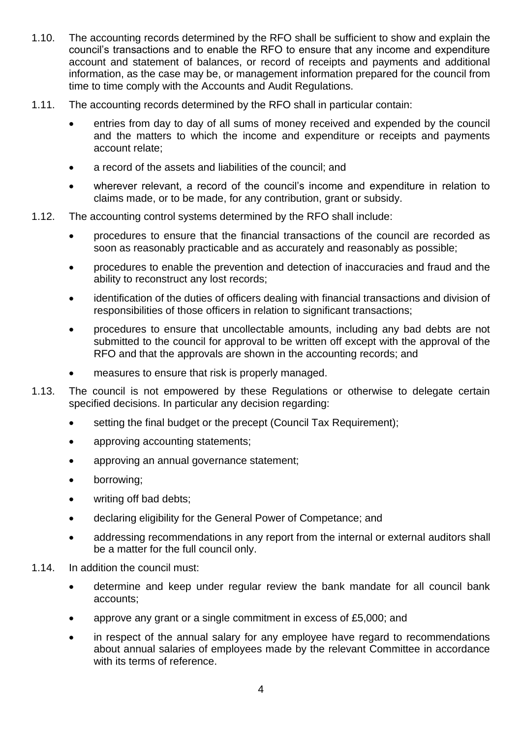1.10. The accounting records determined by the RFO shall be sufficient to show and explain the council's transactions and to enable the RFO to ensure that any income and expenditure account and statement of balances, or record of receipts and payments and additional information, as the case may be, or management information prepared for the council from time to time comply with the Accounts and Audit Regulations.

1.11. The accounting records determined by the RFO shall in particular contain:

- entries from day to day of all sums of money received and expended by the council and the matters to which the income and expenditure or receipts and payments account relate;
- a record of the assets and liabilities of the council; and
- wherever relevant, a record of the council's income and expenditure in relation to claims made, or to be made, for any contribution, grant or subsidy.

1.12. The accounting control systems determined by the RFO shall include:

- procedures to ensure that the financial transactions of the council are recorded as soon as reasonably practicable and as accurately and reasonably as possible;
- procedures to enable the prevention and detection of inaccuracies and fraud and the ability to reconstruct any lost records;
- identification of the duties of officers dealing with financial transactions and division of responsibilities of those officers in relation to significant transactions;
- procedures to ensure that uncollectable amounts, including any bad debts are not submitted to the council for approval to be written off except with the approval of the RFO and that the approvals are shown in the accounting records; and
- measures to ensure that risk is properly managed.

1.13. The council is not empowered by these Regulations or otherwise to delegate certain specified decisions. In particular any decision regarding:

- setting the final budget or the precept (Council Tax Requirement);
- approving accounting statements;
- approving an annual governance statement;
- borrowing;
- writing off bad debts;
- declaring eligibility for the General Power of Competance; and
- addressing recommendations in any report from the internal or external auditors shall be a matter for the full council only.

1.14. In addition the council must:

- determine and keep under regular review the bank mandate for all council bank accounts;
- approve any grant or a single commitment in excess of £5,000; and
- in respect of the annual salary for any employee have regard to recommendations about annual salaries of employees made by the relevant Committee in accordance with its terms of reference.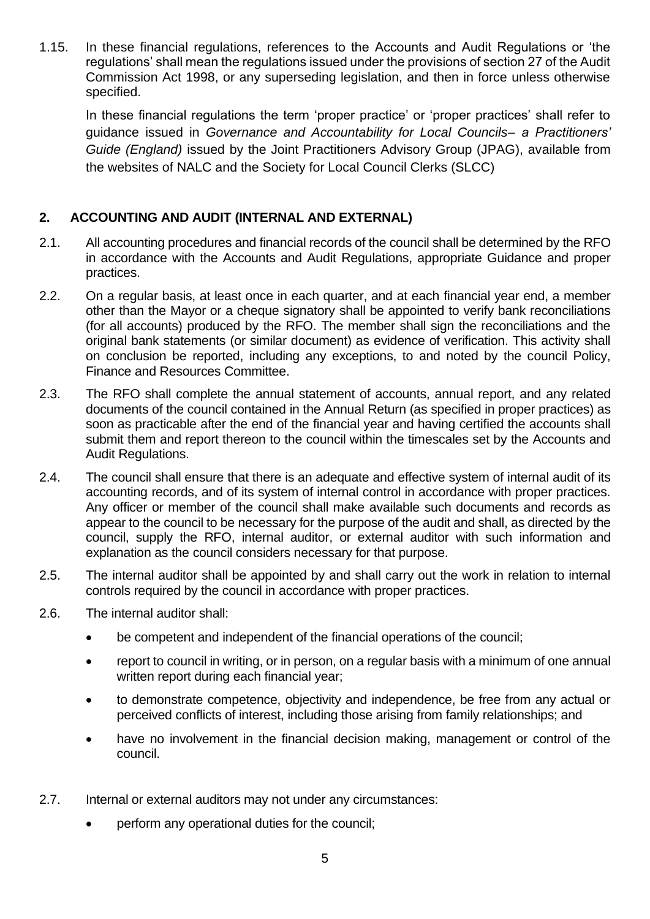1.15. In these financial regulations, references to the Accounts and Audit Regulations or 'the regulations' shall mean the regulations issued under the provisions of section 27 of the Audit Commission Act 1998, or any superseding legislation, and then in force unless otherwise specified.

In these financial regulations the term 'proper practice' or 'proper practices' shall refer to guidance issued in *Governance and Accountability for Local Councils– a Practitioners' Guide (England)* issued by the Joint Practitioners Advisory Group (JPAG), available from the websites of NALC and the Society for Local Council Clerks (SLCC)

## 2. ACCOUNTING AND AUDIT (INTERNAL AND EXTERNAL)

2.1. All accounting procedures and financial records of the council shall be determined by the RFO in accordance with the Accounts and Audit Regulations, appropriate Guidance and proper practices.

2.2. On a regular basis, at least once in each quarter, and at each financial year end, a member other than the Mayor or a cheque signatory shall be appointed to verify bank reconciliations (for all accounts) produced by the RFO. The member shall sign the reconciliations and the original bank statements (or similar document) as evidence of verification. This activity shall on conclusion be reported, including any exceptions, to and noted by the council Policy, Finance and Resources Committee.

2.3. The RFO shall complete the annual statement of accounts, annual report, and any related documents of the council contained in the Annual Return (as specified in proper practices) as soon as practicable after the end of the financial year and having certified the accounts shall submit them and report thereon to the council within the timescales set by the Accounts and Audit Regulations.

2.4. The council shall ensure that there is an adequate and effective system of internal audit of its accounting records, and of its system of internal control in accordance with proper practices. Any officer or member of the council shall make available such documents and records as appear to the council to be necessary for the purpose of the audit and shall, as directed by the council, supply the RFO, internal auditor, or external auditor with such information and explanation as the council considers necessary for that purpose.

2.5. The internal auditor shall be appointed by and shall carry out the work in relation to internal controls required by the council in accordance with proper practices.

2.6. The internal auditor shall:

- be competent and independent of the financial operations of the council;
- report to council in writing, or in person, on a regular basis with a minimum of one annual written report during each financial year;
- to demonstrate competence, objectivity and independence, be free from any actual or perceived conflicts of interest, including those arising from family relationships; and
- have no involvement in the financial decision making, management or control of the council.

2.7. Internal or external auditors may not under any circumstances:

- perform any operational duties for the council;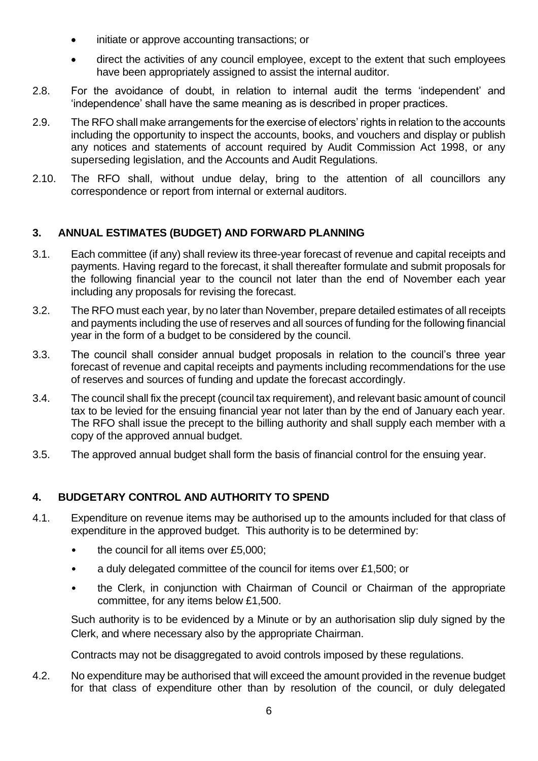- initiate or approve accounting transactions; or
- direct the activities of any council employee, except to the extent that such employees have been appropriately assigned to assist the internal auditor.

2.8. For the avoidance of doubt, in relation to internal audit the terms 'independent' and 'independence' shall have the same meaning as is described in proper practices.

2.9. The RFO shall make arrangements for the exercise of electors' rights in relation to the accounts including the opportunity to inspect the accounts, books, and vouchers and display or publish any notices and statements of account required by Audit Commission Act 1998, or any superseding legislation, and the Accounts and Audit Regulations.

2.10. The RFO shall, without undue delay, bring to the attention of all councillors any correspondence or report from internal or external auditors.

## 3. ANNUAL ESTIMATES (BUDGET) AND FORWARD PLANNING

3.1. Each committee (if any) shall review its three-year forecast of revenue and capital receipts and payments. Having regard to the forecast, it shall thereafter formulate and submit proposals for the following financial year to the council not later than the end of November each year including any proposals for revising the forecast.

3.2. The RFO must each year, by no later than November, prepare detailed estimates of all receipts and payments including the use of reserves and all sources of funding for the following financial year in the form of a budget to be considered by the council.

3.3. The council shall consider annual budget proposals in relation to the council's three year forecast of revenue and capital receipts and payments including recommendations for the use of reserves and sources of funding and update the forecast accordingly.

3.4. The council shall fix the precept (council tax requirement), and relevant basic amount of council tax to be levied for the ensuing financial year not later than by the end of January each year. The RFO shall issue the precept to the billing authority and shall supply each member with a copy of the approved annual budget.

3.5. The approved annual budget shall form the basis of financial control for the ensuing year.

## 4. BUDGETARY CONTROL AND AUTHORITY TO SPEND

4.1. Expenditure on revenue items may be authorised up to the amounts included for that class of expenditure in the approved budget. This authority is to be determined by:

- the council for all items over £5,000;
- a duly delegated committee of the council for items over £1,500; or
- the Clerk, in conjunction with Chairman of Council or Chairman of the appropriate committee, for any items below £1,500.

Such authority is to be evidenced by a Minute or by an authorisation slip duly signed by the Clerk, and where necessary also by the appropriate Chairman.

Contracts may not be disaggregated to avoid controls imposed by these regulations.

4.2. No expenditure may be authorised that will exceed the amount provided in the revenue budget for that class of expenditure other than by resolution of the council, or duly delegated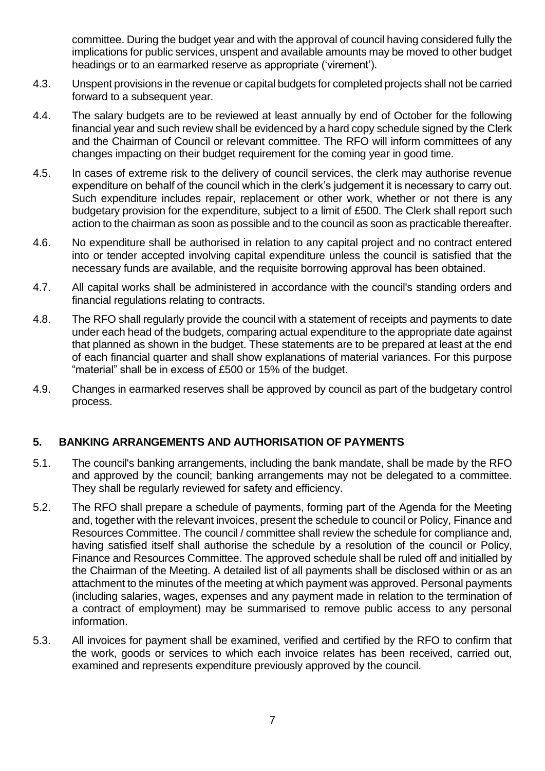committee. During the budget year and with the approval of council having considered fully the implications for public services, unspent and available amounts may be moved to other budget headings or to an earmarked reserve as appropriate ('virement').

4.3. Unspent provisions in the revenue or capital budgets for completed projects shall not be carried forward to a subsequent year.

4.4. The salary budgets are to be reviewed at least annually by end of October for the following financial year and such review shall be evidenced by a hard copy schedule signed by the Clerk and the Chairman of Council or relevant committee. The RFO will inform committees of any changes impacting on their budget requirement for the coming year in good time.

4.5. In cases of extreme risk to the delivery of council services, the clerk may authorise revenue expenditure on behalf of the council which in the clerk's judgement it is necessary to carry out. Such expenditure includes repair, replacement or other work, whether or not there is any budgetary provision for the expenditure, subject to a limit of £500. The Clerk shall report such action to the chairman as soon as possible and to the council as soon as practicable thereafter.

4.6. No expenditure shall be authorised in relation to any capital project and no contract entered into or tender accepted involving capital expenditure unless the council is satisfied that the necessary funds are available, and the requisite borrowing approval has been obtained.

4.7. All capital works shall be administered in accordance with the council's standing orders and financial regulations relating to contracts.

4.8. The RFO shall regularly provide the council with a statement of receipts and payments to date under each head of the budgets, comparing actual expenditure to the appropriate date against that planned as shown in the budget. These statements are to be prepared at least at the end of each financial quarter and shall show explanations of material variances. For this purpose "material" shall be in excess of £500 or 15% of the budget.

4.9. Changes in earmarked reserves shall be approved by council as part of the budgetary control process.

## 5. BANKING ARRANGEMENTS AND AUTHORISATION OF PAYMENTS

5.1. The council's banking arrangements, including the bank mandate, shall be made by the RFO and approved by the council; banking arrangements may not be delegated to a committee. They shall be regularly reviewed for safety and efficiency.

5.2. The RFO shall prepare a schedule of payments, forming part of the Agenda for the Meeting and, together with the relevant invoices, present the schedule to council or Policy, Finance and Resources Committee. The council / committee shall review the schedule for compliance and, having satisfied itself shall authorise the schedule by a resolution of the council or Policy, Finance and Resources Committee. The approved schedule shall be ruled off and initialled by the Chairman of the Meeting. A detailed list of all payments shall be disclosed within or as an attachment to the minutes of the meeting at which payment was approved. Personal payments (including salaries, wages, expenses and any payment made in relation to the termination of a contract of employment) may be summarised to remove public access to any personal information.

5.3. All invoices for payment shall be examined, verified and certified by the RFO to confirm that the work, goods or services to which each invoice relates has been received, carried out, examined and represents expenditure previously approved by the council.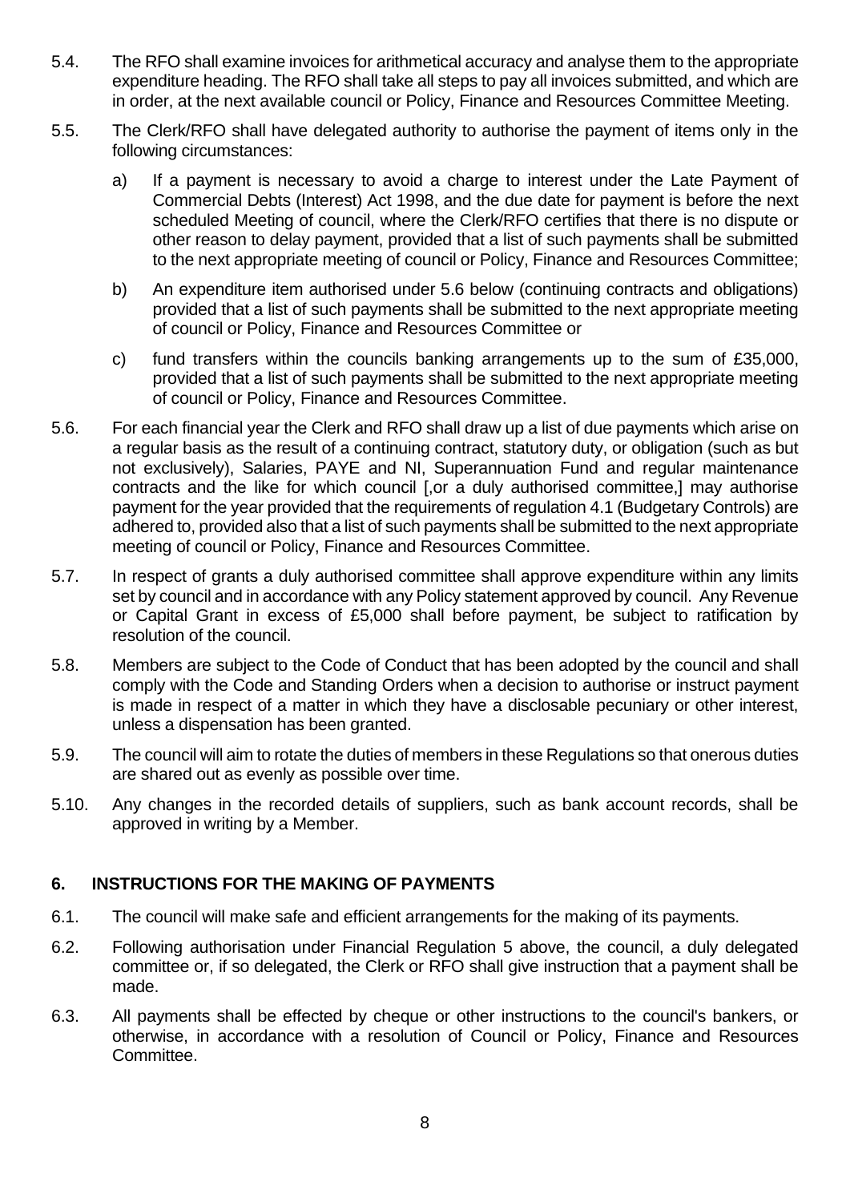5.4. The RFO shall examine invoices for arithmetical accuracy and analyse them to the appropriate expenditure heading. The RFO shall take all steps to pay all invoices submitted, and which are in order, at the next available council or Policy, Finance and Resources Committee Meeting.

5.5. The Clerk/RFO shall have delegated authority to authorise the payment of items only in the following circumstances:

a) If a payment is necessary to avoid a charge to interest under the Late Payment of Commercial Debts (Interest) Act 1998, and the due date for payment is before the next scheduled Meeting of council, where the Clerk/RFO certifies that there is no dispute or other reason to delay payment, provided that a list of such payments shall be submitted to the next appropriate meeting of council or Policy, Finance and Resources Committee;

b) An expenditure item authorised under 5.6 below (continuing contracts and obligations) provided that a list of such payments shall be submitted to the next appropriate meeting of council or Policy, Finance and Resources Committee or

c) fund transfers within the councils banking arrangements up to the sum of £35,000, provided that a list of such payments shall be submitted to the next appropriate meeting of council or Policy, Finance and Resources Committee.

5.6. For each financial year the Clerk and RFO shall draw up a list of due payments which arise on a regular basis as the result of a continuing contract, statutory duty, or obligation (such as but not exclusively), Salaries, PAYE and NI, Superannuation Fund and regular maintenance contracts and the like for which council [,or a duly authorised committee,] may authorise payment for the year provided that the requirements of regulation 4.1 (Budgetary Controls) are adhered to, provided also that a list of such payments shall be submitted to the next appropriate meeting of council or Policy, Finance and Resources Committee.

5.7. In respect of grants a duly authorised committee shall approve expenditure within any limits set by council and in accordance with any Policy statement approved by council. Any Revenue or Capital Grant in excess of £5,000 shall before payment, be subject to ratification by resolution of the council.

5.8. Members are subject to the Code of Conduct that has been adopted by the council and shall comply with the Code and Standing Orders when a decision to authorise or instruct payment is made in respect of a matter in which they have a disclosable pecuniary or other interest, unless a dispensation has been granted.

5.9. The council will aim to rotate the duties of members in these Regulations so that onerous duties are shared out as evenly as possible over time.

5.10. Any changes in the recorded details of suppliers, such as bank account records, shall be approved in writing by a Member.

## 6. INSTRUCTIONS FOR THE MAKING OF PAYMENTS

6.1. The council will make safe and efficient arrangements for the making of its payments.

6.2. Following authorisation under Financial Regulation 5 above, the council, a duly delegated committee or, if so delegated, the Clerk or RFO shall give instruction that a payment shall be made.

6.3. All payments shall be effected by cheque or other instructions to the council's bankers, or otherwise, in accordance with a resolution of Council or Policy, Finance and Resources Committee.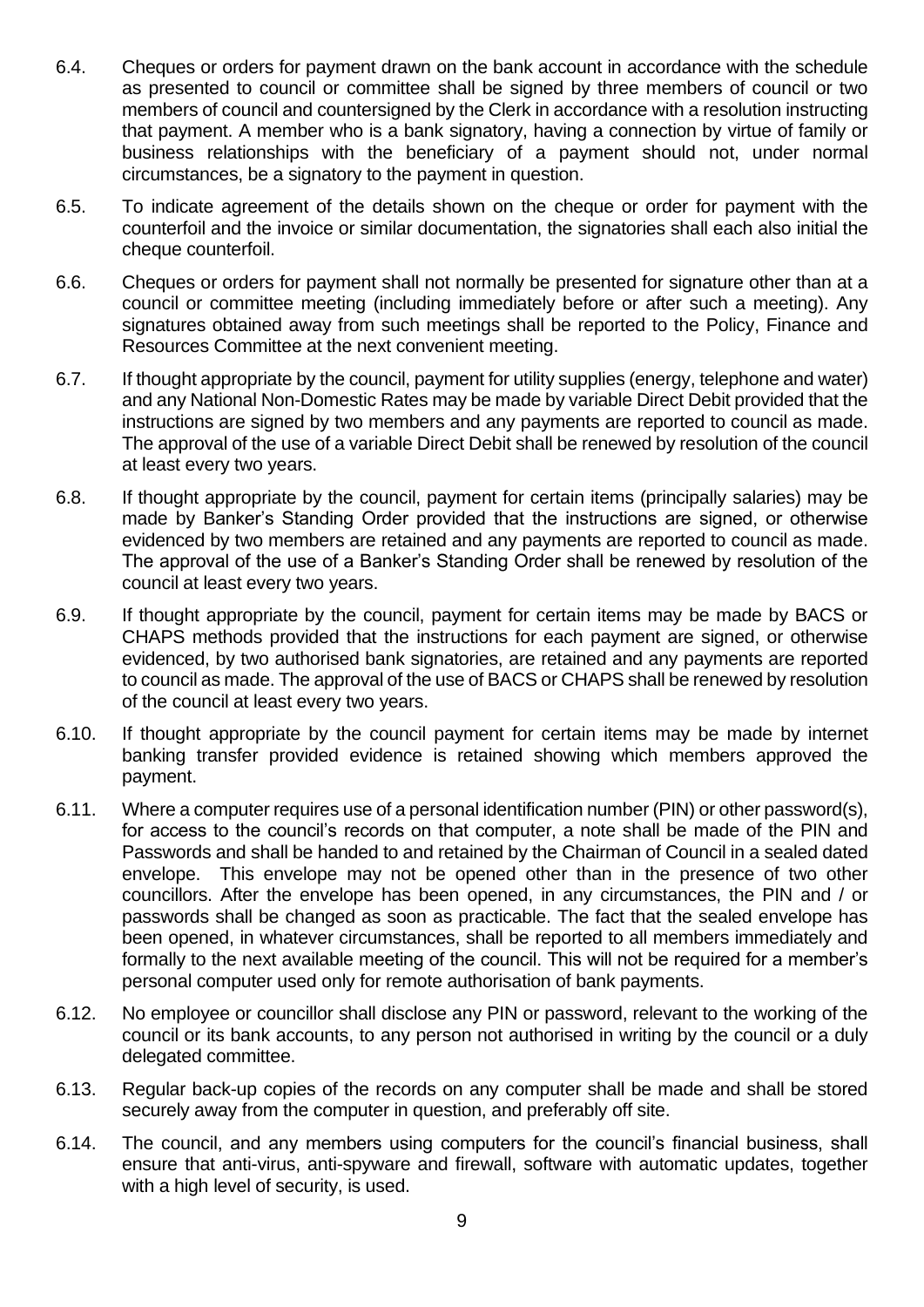6.4. Cheques or orders for payment drawn on the bank account in accordance with the schedule as presented to council or committee shall be signed by three members of council or two members of council and countersigned by the Clerk in accordance with a resolution instructing that payment. A member who is a bank signatory, having a connection by virtue of family or business relationships with the beneficiary of a payment should not, under normal circumstances, be a signatory to the payment in question.

6.5. To indicate agreement of the details shown on the cheque or order for payment with the counterfoil and the invoice or similar documentation, the signatories shall each also initial the cheque counterfoil.

6.6. Cheques or orders for payment shall not normally be presented for signature other than at a council or committee meeting (including immediately before or after such a meeting). Any signatures obtained away from such meetings shall be reported to the Policy, Finance and Resources Committee at the next convenient meeting.

6.7. If thought appropriate by the council, payment for utility supplies (energy, telephone and water) and any National Non-Domestic Rates may be made by variable Direct Debit provided that the instructions are signed by two members and any payments are reported to council as made. The approval of the use of a variable Direct Debit shall be renewed by resolution of the council at least every two years.

6.8. If thought appropriate by the council, payment for certain items (principally salaries) may be made by Banker's Standing Order provided that the instructions are signed, or otherwise evidenced by two members are retained and any payments are reported to council as made. The approval of the use of a Banker's Standing Order shall be renewed by resolution of the council at least every two years.

6.9. If thought appropriate by the council, payment for certain items may be made by BACS or CHAPS methods provided that the instructions for each payment are signed, or otherwise evidenced, by two authorised bank signatories, are retained and any payments are reported to council as made. The approval of the use of BACS or CHAPS shall be renewed by resolution of the council at least every two years.

6.10. If thought appropriate by the council payment for certain items may be made by internet banking transfer provided evidence is retained showing which members approved the payment.

6.11. Where a computer requires use of a personal identification number (PIN) or other password(s), for access to the council's records on that computer, a note shall be made of the PIN and Passwords and shall be handed to and retained by the Chairman of Council in a sealed dated envelope. This envelope may not be opened other than in the presence of two other councillors. After the envelope has been opened, in any circumstances, the PIN and / or passwords shall be changed as soon as practicable. The fact that the sealed envelope has been opened, in whatever circumstances, shall be reported to all members immediately and formally to the next available meeting of the council. This will not be required for a member's personal computer used only for remote authorisation of bank payments.

6.12. No employee or councillor shall disclose any PIN or password, relevant to the working of the council or its bank accounts, to any person not authorised in writing by the council or a duly delegated committee.

6.13. Regular back-up copies of the records on any computer shall be made and shall be stored securely away from the computer in question, and preferably off site.

6.14. The council, and any members using computers for the council's financial business, shall ensure that anti-virus, anti-spyware and firewall, software with automatic updates, together with a high level of security, is used.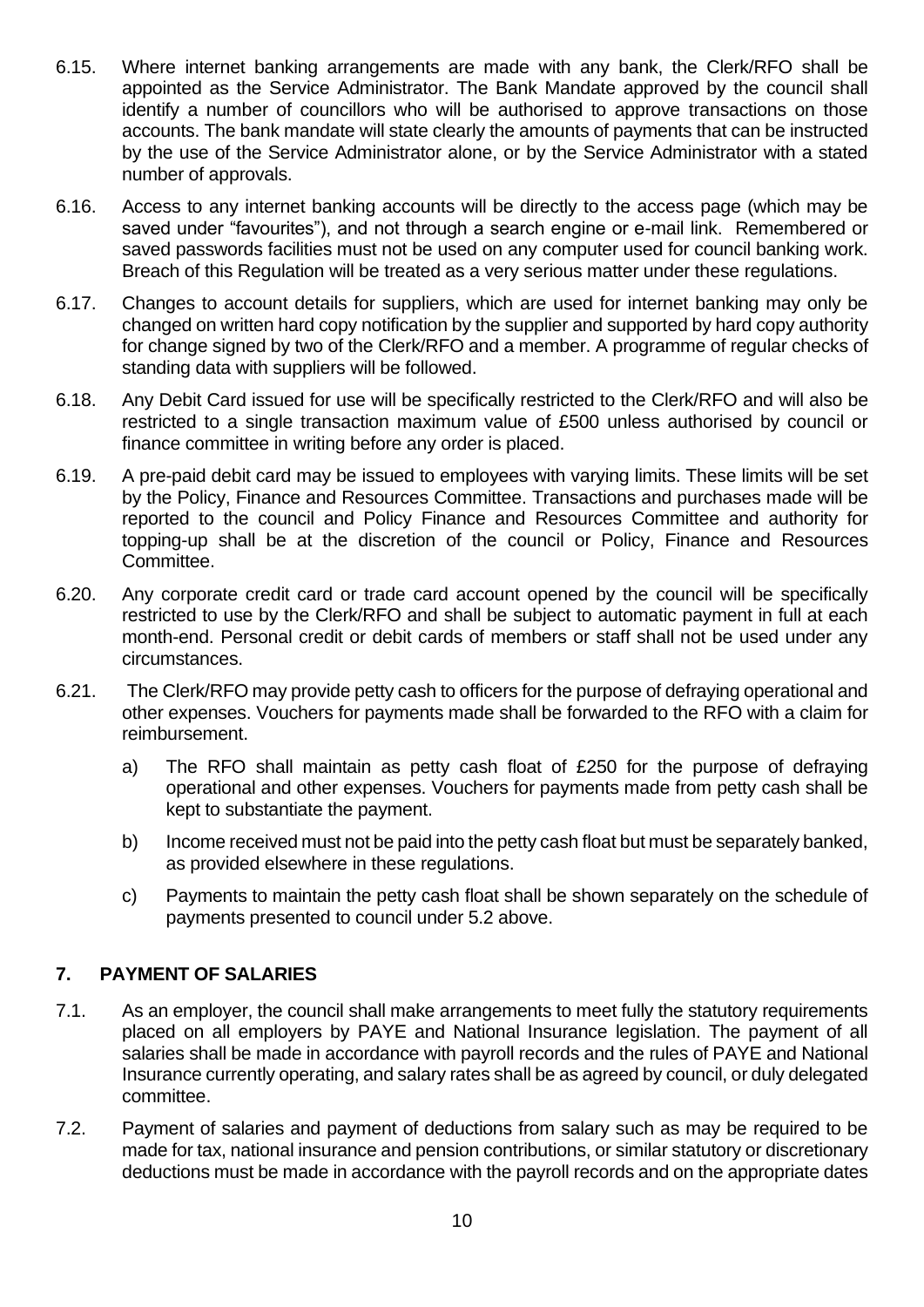6.15. Where internet banking arrangements are made with any bank, the Clerk/RFO shall be appointed as the Service Administrator. The Bank Mandate approved by the council shall identify a number of councillors who will be authorised to approve transactions on those accounts. The bank mandate will state clearly the amounts of payments that can be instructed by the use of the Service Administrator alone, or by the Service Administrator with a stated number of approvals.

6.16. Access to any internet banking accounts will be directly to the access page (which may be saved under "favourites"), and not through a search engine or e-mail link. Remembered or saved passwords facilities must not be used on any computer used for council banking work. Breach of this Regulation will be treated as a very serious matter under these regulations.

6.17. Changes to account details for suppliers, which are used for internet banking may only be changed on written hard copy notification by the supplier and supported by hard copy authority for change signed by two of the Clerk/RFO and a member. A programme of regular checks of standing data with suppliers will be followed.

6.18. Any Debit Card issued for use will be specifically restricted to the Clerk/RFO and will also be restricted to a single transaction maximum value of £500 unless authorised by council or finance committee in writing before any order is placed.

6.19. A pre-paid debit card may be issued to employees with varying limits. These limits will be set by the Policy, Finance and Resources Committee. Transactions and purchases made will be reported to the council and Policy Finance and Resources Committee and authority for topping-up shall be at the discretion of the council or Policy, Finance and Resources Committee.

6.20. Any corporate credit card or trade card account opened by the council will be specifically restricted to use by the Clerk/RFO and shall be subject to automatic payment in full at each month-end. Personal credit or debit cards of members or staff shall not be used under any circumstances.

6.21. The Clerk/RFO may provide petty cash to officers for the purpose of defraying operational and other expenses. Vouchers for payments made shall be forwarded to the RFO with a claim for reimbursement.

a) The RFO shall maintain as petty cash float of £250 for the purpose of defraying operational and other expenses. Vouchers for payments made from petty cash shall be kept to substantiate the payment.

b) Income received must not be paid into the petty cash float but must be separately banked, as provided elsewhere in these regulations.

c) Payments to maintain the petty cash float shall be shown separately on the schedule of payments presented to council under 5.2 above.

## 7. PAYMENT OF SALARIES

7.1. As an employer, the council shall make arrangements to meet fully the statutory requirements placed on all employers by PAYE and National Insurance legislation. The payment of all salaries shall be made in accordance with payroll records and the rules of PAYE and National Insurance currently operating, and salary rates shall be as agreed by council, or duly delegated committee.

7.2. Payment of salaries and payment of deductions from salary such as may be required to be made for tax, national insurance and pension contributions, or similar statutory or discretionary deductions must be made in accordance with the payroll records and on the appropriate dates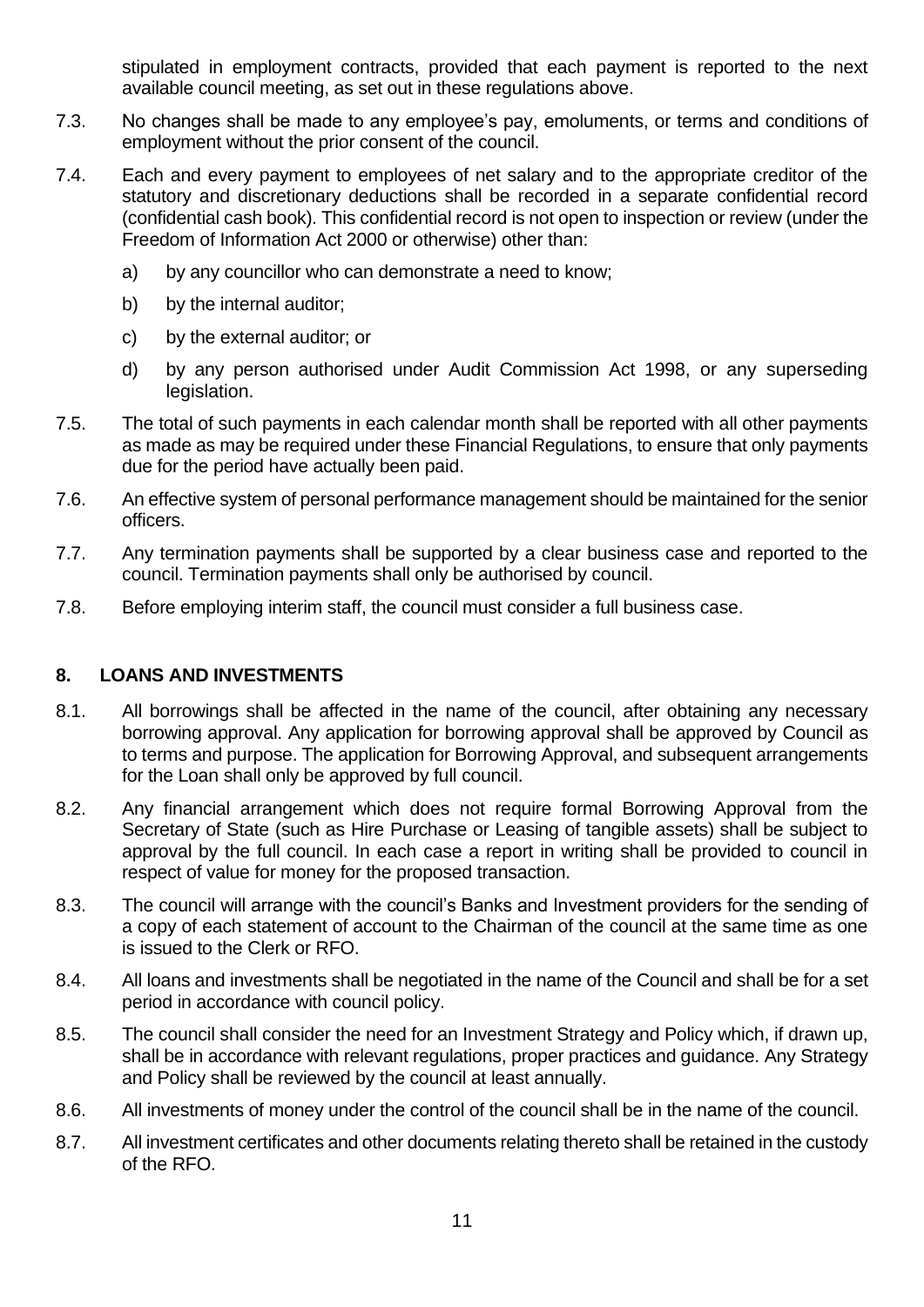stipulated in employment contracts, provided that each payment is reported to the next available council meeting, as set out in these regulations above.

7.3. No changes shall be made to any employee's pay, emoluments, or terms and conditions of employment without the prior consent of the council.

7.4. Each and every payment to employees of net salary and to the appropriate creditor of the statutory and discretionary deductions shall be recorded in a separate confidential record (confidential cash book). This confidential record is not open to inspection or review (under the Freedom of Information Act 2000 or otherwise) other than:

  a) by any councillor who can demonstrate a need to know;

  b) by the internal auditor;

  c) by the external auditor; or

  d) by any person authorised under Audit Commission Act 1998, or any superseding legislation.

7.5. The total of such payments in each calendar month shall be reported with all other payments as made as may be required under these Financial Regulations, to ensure that only payments due for the period have actually been paid.

7.6. An effective system of personal performance management should be maintained for the senior officers.

7.7. Any termination payments shall be supported by a clear business case and reported to the council. Termination payments shall only be authorised by council.

7.8. Before employing interim staff, the council must consider a full business case.

## 8. LOANS AND INVESTMENTS

8.1. All borrowings shall be affected in the name of the council, after obtaining any necessary borrowing approval. Any application for borrowing approval shall be approved by Council as to terms and purpose. The application for Borrowing Approval, and subsequent arrangements for the Loan shall only be approved by full council.

8.2. Any financial arrangement which does not require formal Borrowing Approval from the Secretary of State (such as Hire Purchase or Leasing of tangible assets) shall be subject to approval by the full council. In each case a report in writing shall be provided to council in respect of value for money for the proposed transaction.

8.3. The council will arrange with the council's Banks and Investment providers for the sending of a copy of each statement of account to the Chairman of the council at the same time as one is issued to the Clerk or RFO.

8.4. All loans and investments shall be negotiated in the name of the Council and shall be for a set period in accordance with council policy.

8.5. The council shall consider the need for an Investment Strategy and Policy which, if drawn up, shall be in accordance with relevant regulations, proper practices and guidance. Any Strategy and Policy shall be reviewed by the council at least annually.

8.6. All investments of money under the control of the council shall be in the name of the council.

8.7. All investment certificates and other documents relating thereto shall be retained in the custody of the RFO.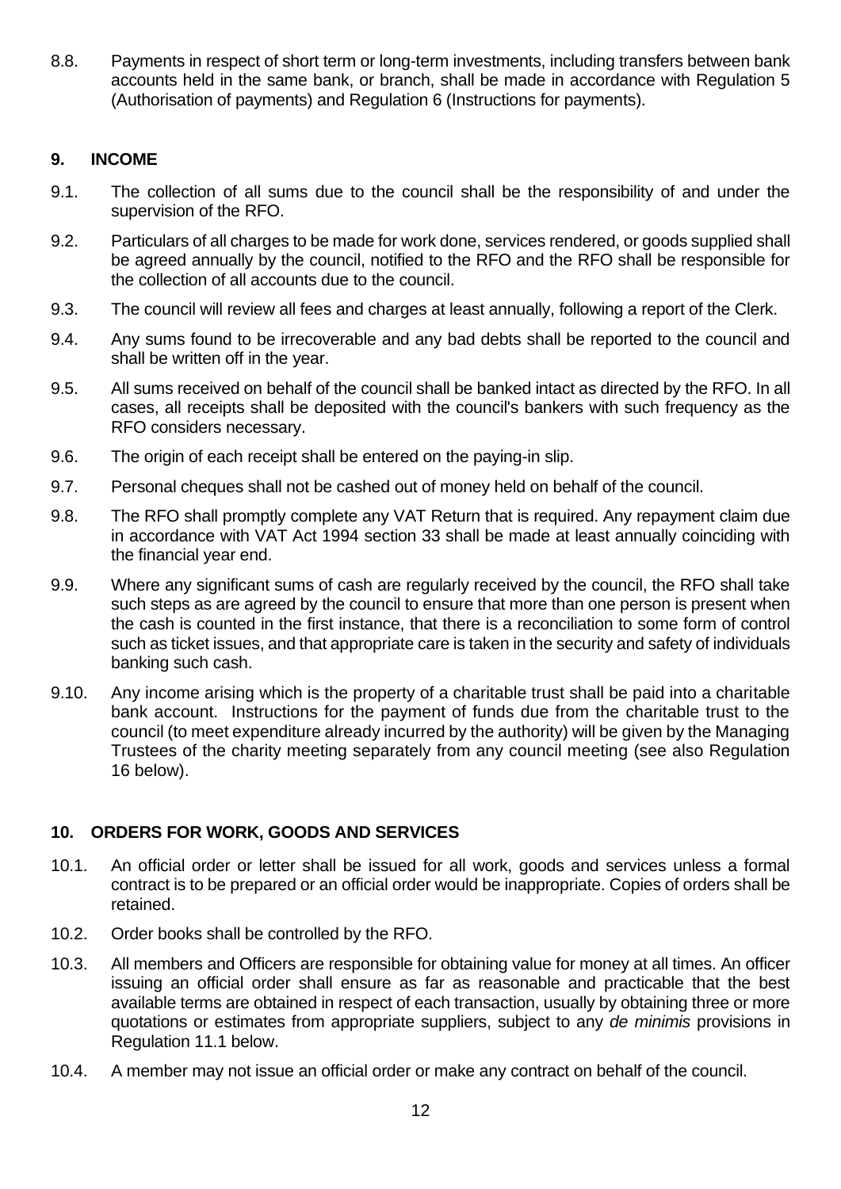8.8. Payments in respect of short term or long-term investments, including transfers between bank accounts held in the same bank, or branch, shall be made in accordance with Regulation 5 (Authorisation of payments) and Regulation 6 (Instructions for payments).

## 9. INCOME

9.1. The collection of all sums due to the council shall be the responsibility of and under the supervision of the RFO.

9.2. Particulars of all charges to be made for work done, services rendered, or goods supplied shall be agreed annually by the council, notified to the RFO and the RFO shall be responsible for the collection of all accounts due to the council.

9.3. The council will review all fees and charges at least annually, following a report of the Clerk.

9.4. Any sums found to be irrecoverable and any bad debts shall be reported to the council and shall be written off in the year.

9.5. All sums received on behalf of the council shall be banked intact as directed by the RFO. In all cases, all receipts shall be deposited with the council's bankers with such frequency as the RFO considers necessary.

9.6. The origin of each receipt shall be entered on the paying-in slip.

9.7. Personal cheques shall not be cashed out of money held on behalf of the council.

9.8. The RFO shall promptly complete any VAT Return that is required. Any repayment claim due in accordance with VAT Act 1994 section 33 shall be made at least annually coinciding with the financial year end.

9.9. Where any significant sums of cash are regularly received by the council, the RFO shall take such steps as are agreed by the council to ensure that more than one person is present when the cash is counted in the first instance, that there is a reconciliation to some form of control such as ticket issues, and that appropriate care is taken in the security and safety of individuals banking such cash.

9.10. Any income arising which is the property of a charitable trust shall be paid into a charitable bank account. Instructions for the payment of funds due from the charitable trust to the council (to meet expenditure already incurred by the authority) will be given by the Managing Trustees of the charity meeting separately from any council meeting (see also Regulation 16 below).

## 10. ORDERS FOR WORK, GOODS AND SERVICES

10.1. An official order or letter shall be issued for all work, goods and services unless a formal contract is to be prepared or an official order would be inappropriate. Copies of orders shall be retained.

10.2. Order books shall be controlled by the RFO.

10.3. All members and Officers are responsible for obtaining value for money at all times. An officer issuing an official order shall ensure as far as reasonable and practicable that the best available terms are obtained in respect of each transaction, usually by obtaining three or more quotations or estimates from appropriate suppliers, subject to any *de minimis* provisions in Regulation 11.1 below.

10.4. A member may not issue an official order or make any contract on behalf of the council.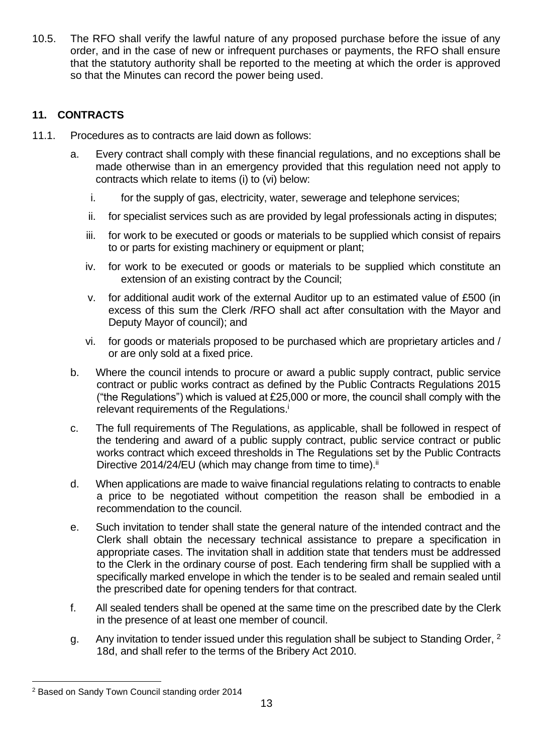10.5. The RFO shall verify the lawful nature of any proposed purchase before the issue of any order, and in the case of new or infrequent purchases or payments, the RFO shall ensure that the statutory authority shall be reported to the meeting at which the order is approved so that the Minutes can record the power being used.

## 11. CONTRACTS

11.1. Procedures as to contracts are laid down as follows:

a. Every contract shall comply with these financial regulations, and no exceptions shall be made otherwise than in an emergency provided that this regulation need not apply to contracts which relate to items (i) to (vi) below:

   i. for the supply of gas, electricity, water, sewerage and telephone services;

   ii. for specialist services such as are provided by legal professionals acting in disputes;

   iii. for work to be executed or goods or materials to be supplied which consist of repairs to or parts for existing machinery or equipment or plant;

   iv. for work to be executed or goods or materials to be supplied which constitute an extension of an existing contract by the Council;

   v. for additional audit work of the external Auditor up to an estimated value of £500 (in excess of this sum the Clerk /RFO shall act after consultation with the Mayor and Deputy Mayor of council); and

   vi. for goods or materials proposed to be purchased which are proprietary articles and / or are only sold at a fixed price.

b. Where the council intends to procure or award a public supply contract, public service contract or public works contract as defined by the Public Contracts Regulations 2015 ("the Regulations") which is valued at £25,000 or more, the council shall comply with the relevant requirements of the Regulations.[i]

c. The full requirements of The Regulations, as applicable, shall be followed in respect of the tendering and award of a public supply contract, public service contract or public works contract which exceed thresholds in The Regulations set by the Public Contracts Directive 2014/24/EU (which may change from time to time).[ii]

d. When applications are made to waive financial regulations relating to contracts to enable a price to be negotiated without competition the reason shall be embodied in a recommendation to the council.

e. Such invitation to tender shall state the general nature of the intended contract and the Clerk shall obtain the necessary technical assistance to prepare a specification in appropriate cases. The invitation shall in addition state that tenders must be addressed to the Clerk in the ordinary course of post. Each tendering firm shall be supplied with a specifically marked envelope in which the tender is to be sealed and remain sealed until the prescribed date for opening tenders for that contract.

f. All sealed tenders shall be opened at the same time on the prescribed date by the Clerk in the presence of at least one member of council.

g. Any invitation to tender issued under this regulation shall be subject to Standing Order, [2] 18d, and shall refer to the terms of the Bribery Act 2010.

---

[2] Based on Sandy Town Council standing order 2014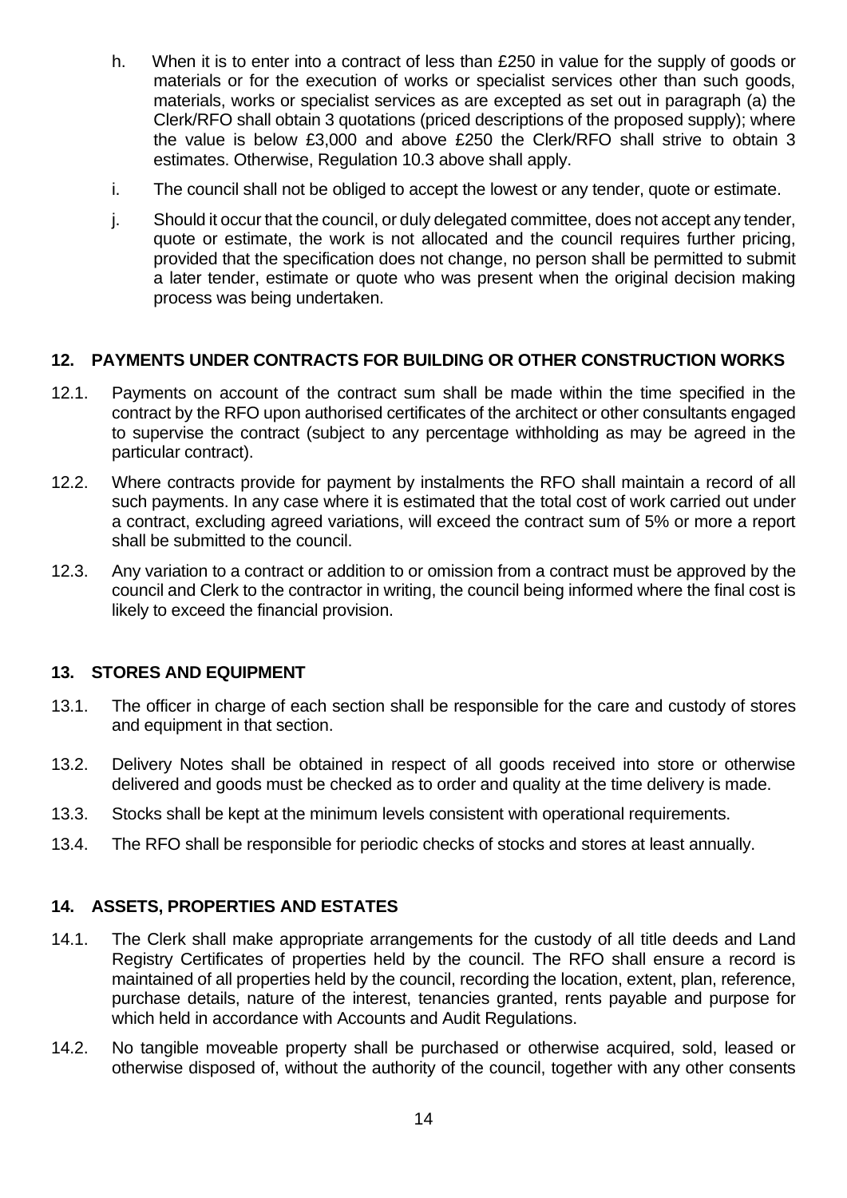h. When it is to enter into a contract of less than £250 in value for the supply of goods or materials or for the execution of works or specialist services other than such goods, materials, works or specialist services as are excepted as set out in paragraph (a) the Clerk/RFO shall obtain 3 quotations (priced descriptions of the proposed supply); where the value is below £3,000 and above £250 the Clerk/RFO shall strive to obtain 3 estimates. Otherwise, Regulation 10.3 above shall apply.

i. The council shall not be obliged to accept the lowest or any tender, quote or estimate.

j. Should it occur that the council, or duly delegated committee, does not accept any tender, quote or estimate, the work is not allocated and the council requires further pricing, provided that the specification does not change, no person shall be permitted to submit a later tender, estimate or quote who was present when the original decision making process was being undertaken.

## 12. PAYMENTS UNDER CONTRACTS FOR BUILDING OR OTHER CONSTRUCTION WORKS

12.1. Payments on account of the contract sum shall be made within the time specified in the contract by the RFO upon authorised certificates of the architect or other consultants engaged to supervise the contract (subject to any percentage withholding as may be agreed in the particular contract).

12.2. Where contracts provide for payment by instalments the RFO shall maintain a record of all such payments. In any case where it is estimated that the total cost of work carried out under a contract, excluding agreed variations, will exceed the contract sum of 5% or more a report shall be submitted to the council.

12.3. Any variation to a contract or addition to or omission from a contract must be approved by the council and Clerk to the contractor in writing, the council being informed where the final cost is likely to exceed the financial provision.

## 13. STORES AND EQUIPMENT

13.1. The officer in charge of each section shall be responsible for the care and custody of stores and equipment in that section.

13.2. Delivery Notes shall be obtained in respect of all goods received into store or otherwise delivered and goods must be checked as to order and quality at the time delivery is made.

13.3. Stocks shall be kept at the minimum levels consistent with operational requirements.

13.4. The RFO shall be responsible for periodic checks of stocks and stores at least annually.

## 14. ASSETS, PROPERTIES AND ESTATES

14.1. The Clerk shall make appropriate arrangements for the custody of all title deeds and Land Registry Certificates of properties held by the council. The RFO shall ensure a record is maintained of all properties held by the council, recording the location, extent, plan, reference, purchase details, nature of the interest, tenancies granted, rents payable and purpose for which held in accordance with Accounts and Audit Regulations.

14.2. No tangible moveable property shall be purchased or otherwise acquired, sold, leased or otherwise disposed of, without the authority of the council, together with any other consents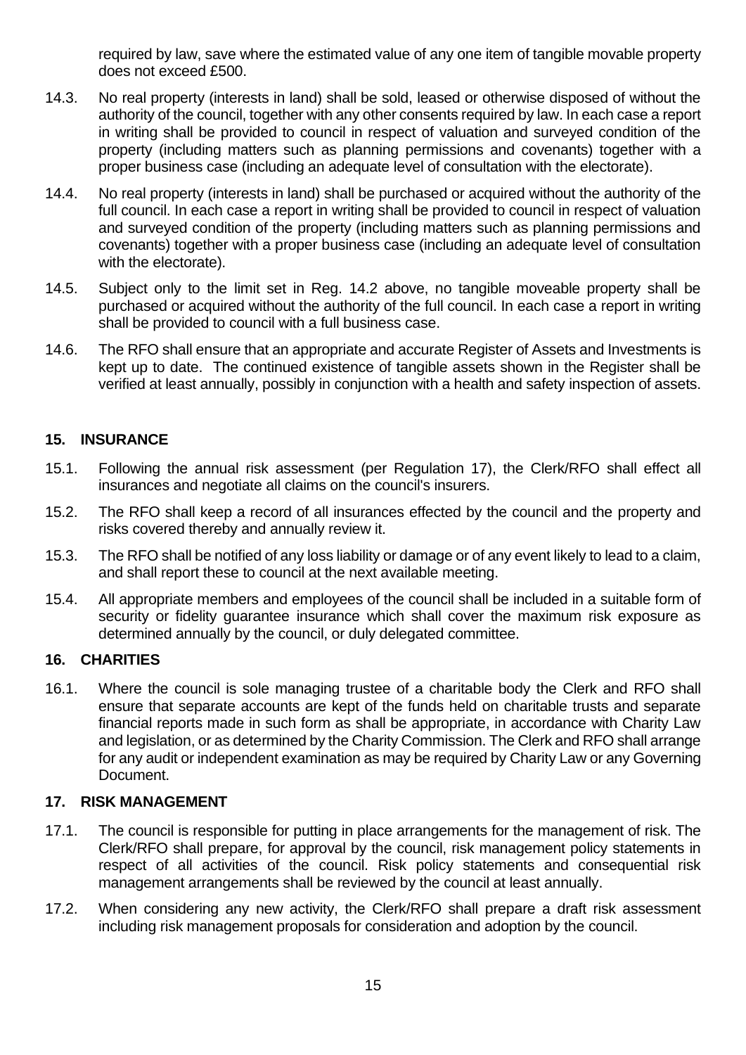required by law, save where the estimated value of any one item of tangible movable property does not exceed £500.

14.3. No real property (interests in land) shall be sold, leased or otherwise disposed of without the authority of the council, together with any other consents required by law. In each case a report in writing shall be provided to council in respect of valuation and surveyed condition of the property (including matters such as planning permissions and covenants) together with a proper business case (including an adequate level of consultation with the electorate).

14.4. No real property (interests in land) shall be purchased or acquired without the authority of the full council. In each case a report in writing shall be provided to council in respect of valuation and surveyed condition of the property (including matters such as planning permissions and covenants) together with a proper business case (including an adequate level of consultation with the electorate).

14.5. Subject only to the limit set in Reg. 14.2 above, no tangible moveable property shall be purchased or acquired without the authority of the full council. In each case a report in writing shall be provided to council with a full business case.

14.6. The RFO shall ensure that an appropriate and accurate Register of Assets and Investments is kept up to date. The continued existence of tangible assets shown in the Register shall be verified at least annually, possibly in conjunction with a health and safety inspection of assets.

## 15. INSURANCE

15.1. Following the annual risk assessment (per Regulation 17), the Clerk/RFO shall effect all insurances and negotiate all claims on the council's insurers.

15.2. The RFO shall keep a record of all insurances effected by the council and the property and risks covered thereby and annually review it.

15.3. The RFO shall be notified of any loss liability or damage or of any event likely to lead to a claim, and shall report these to council at the next available meeting.

15.4. All appropriate members and employees of the council shall be included in a suitable form of security or fidelity guarantee insurance which shall cover the maximum risk exposure as determined annually by the council, or duly delegated committee.

## 16. CHARITIES

16.1. Where the council is sole managing trustee of a charitable body the Clerk and RFO shall ensure that separate accounts are kept of the funds held on charitable trusts and separate financial reports made in such form as shall be appropriate, in accordance with Charity Law and legislation, or as determined by the Charity Commission. The Clerk and RFO shall arrange for any audit or independent examination as may be required by Charity Law or any Governing Document.

## 17. RISK MANAGEMENT

17.1. The council is responsible for putting in place arrangements for the management of risk. The Clerk/RFO shall prepare, for approval by the council, risk management policy statements in respect of all activities of the council. Risk policy statements and consequential risk management arrangements shall be reviewed by the council at least annually.

17.2. When considering any new activity, the Clerk/RFO shall prepare a draft risk assessment including risk management proposals for consideration and adoption by the council.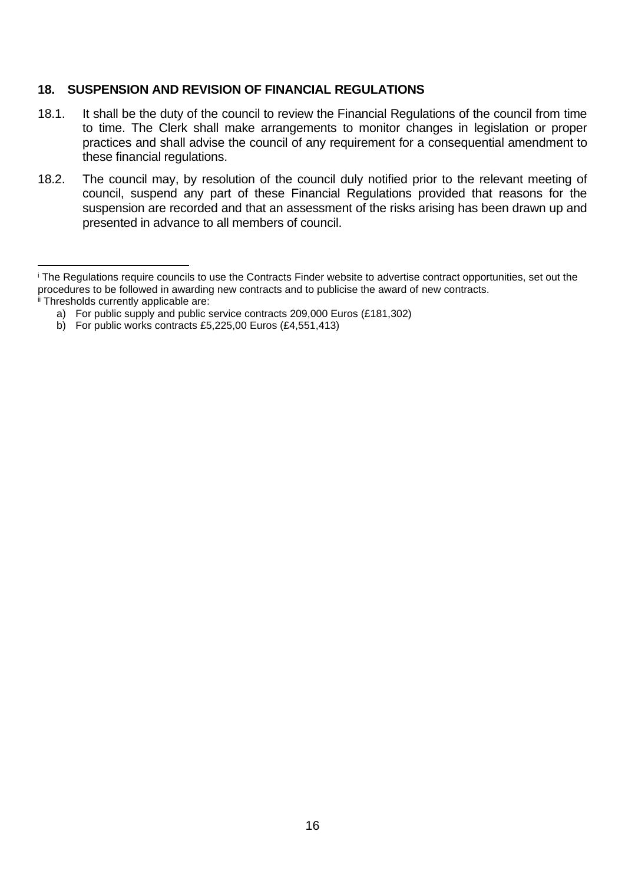## 18. SUSPENSION AND REVISION OF FINANCIAL REGULATIONS

18.1. It shall be the duty of the council to review the Financial Regulations of the council from time to time. The Clerk shall make arrangements to monitor changes in legislation or proper practices and shall advise the council of any requirement for a consequential amendment to these financial regulations.

18.2. The council may, by resolution of the council duly notified prior to the relevant meeting of council, suspend any part of these Financial Regulations provided that reasons for the suspension are recorded and that an assessment of the risks arising has been drawn up and presented in advance to all members of council.

---

[i] The Regulations require councils to use the Contracts Finder website to advertise contract opportunities, set out the procedures to be followed in awarding new contracts and to publicise the award of new contracts.

[ii] Thresholds currently applicable are:

a) For public supply and public service contracts 209,000 Euros (£181,302)
b) For public works contracts £5,225,00 Euros (£4,551,413)